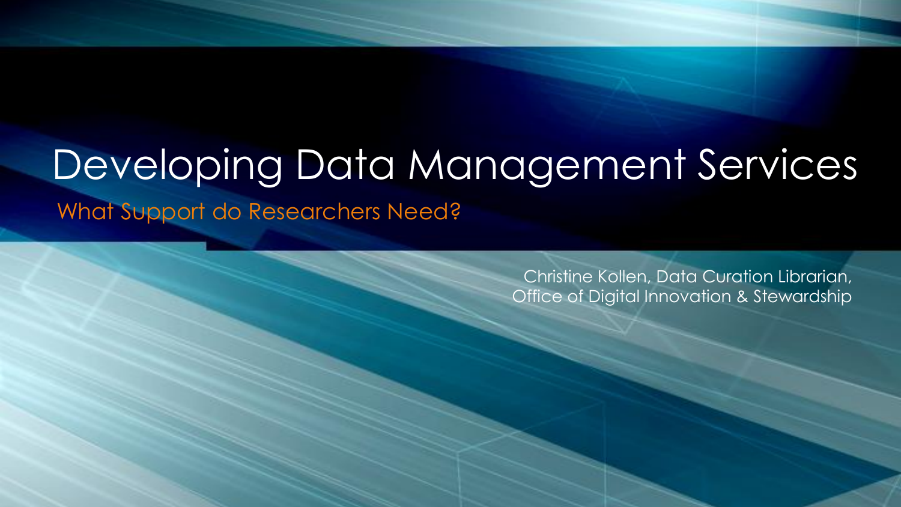# Developing Data Management Services

*What Support do Researchers Need?*

Christine Kollen, Data Curation Librarian,
Office of Digital Innovation & Stewardship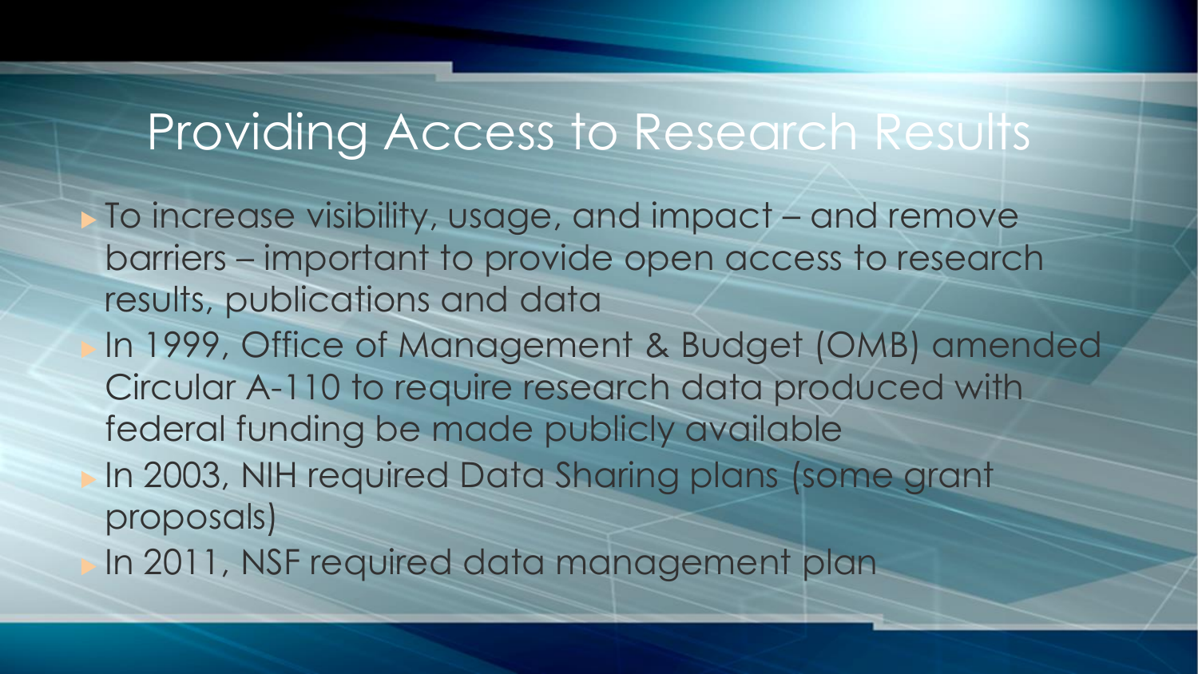# Providing Access to Research Results

- To increase visibility, usage, and impact – and remove barriers – important to provide open access to research results, publications and data
- In 1999, Office of Management & Budget (OMB) amended Circular A-110 to require research data produced with federal funding be made publicly available
- In 2003, NIH required Data Sharing plans (some grant proposals)
- In 2011, NSF required data management plan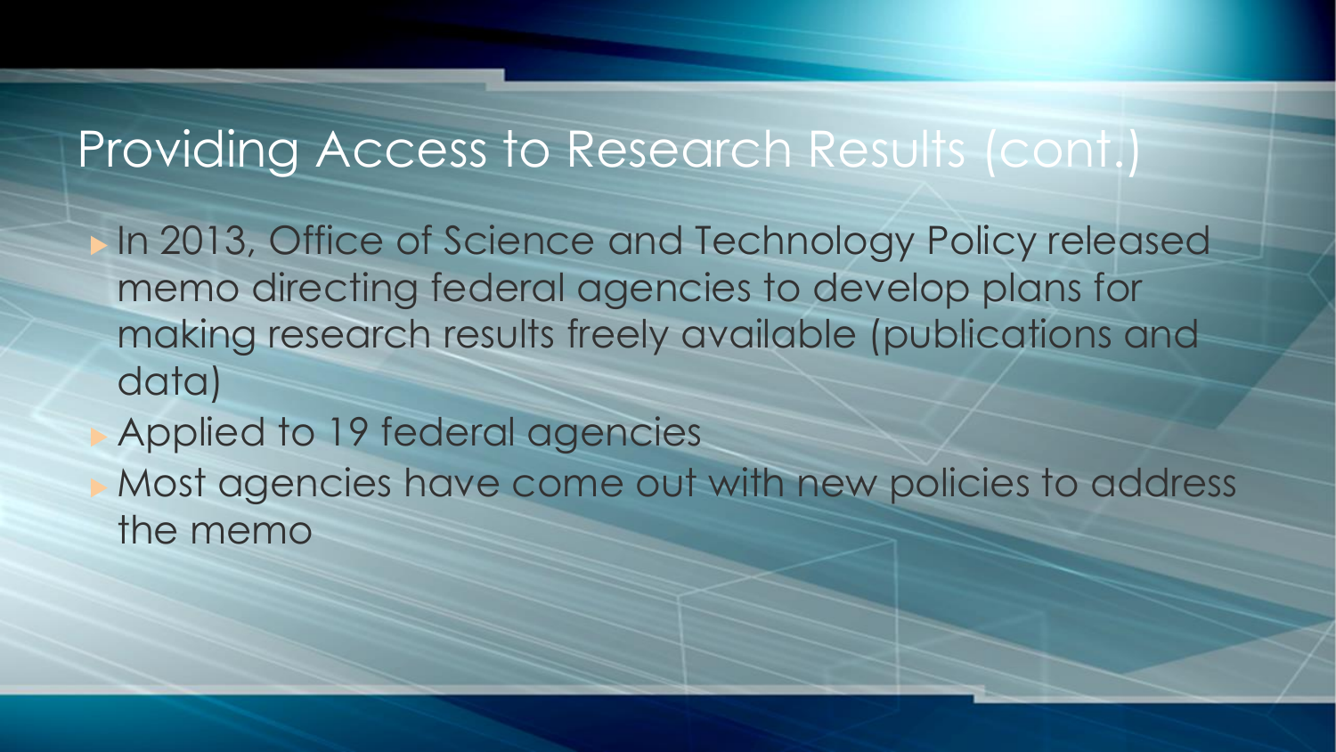# Providing Access to Research Results (cont.)

- In 2013, Office of Science and Technology Policy released memo directing federal agencies to develop plans for making research results freely available (publications and data)
- Applied to 19 federal agencies
- Most agencies have come out with new policies to address the memo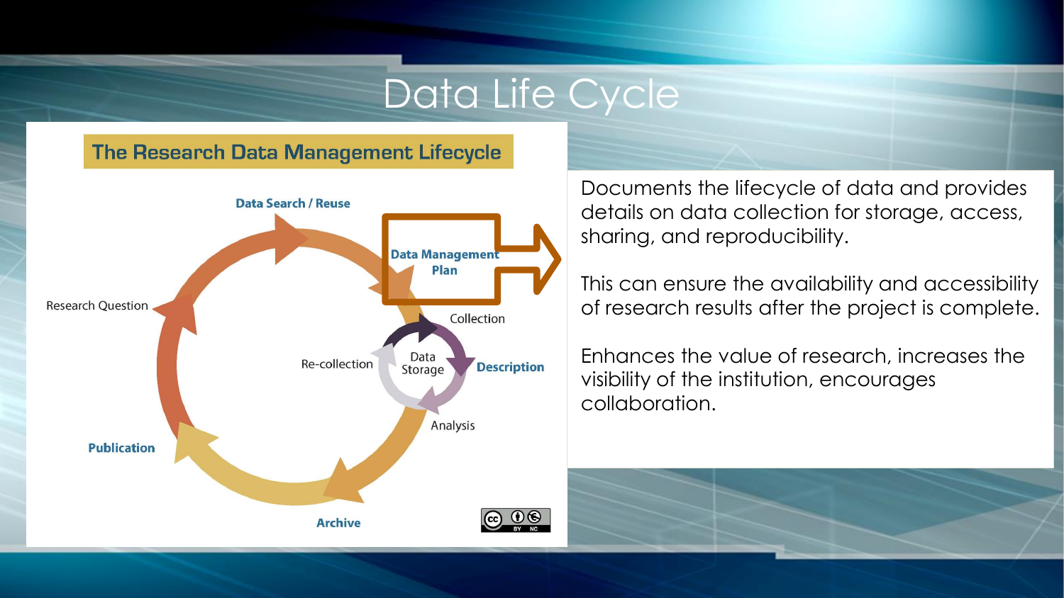# Data Life Cycle

## The Research Data Management Lifecycle

Data Search / Reuse

Data Management Plan

Research Question

Collection

Re-collection

Data Storage

Description

Analysis

Publication

Archive

Documents the lifecycle of data and provides details on data collection for storage, access, sharing, and reproducibility.

This can ensure the availability and accessibility of research results after the project is complete.

Enhances the value of research, increases the visibility of the institution, encourages collaboration.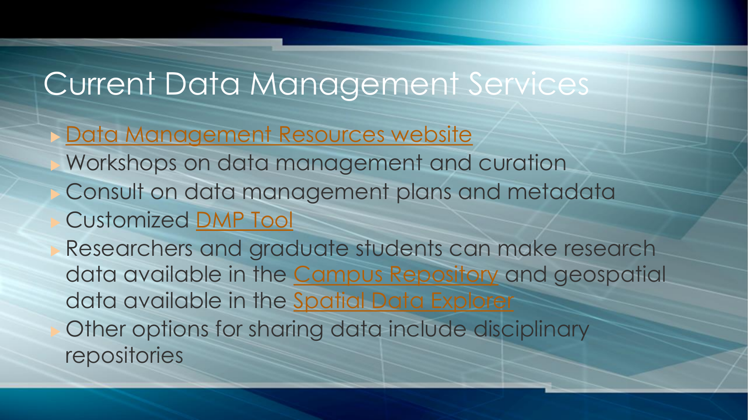# Current Data Management Services

- Data Management Resources website
- Workshops on data management and curation
- Consult on data management plans and metadata
- Customized DMP Tool
- Researchers and graduate students can make research data available in the Campus Repository and geospatial data available in the Spatial Data Explorer
- Other options for sharing data include disciplinary repositories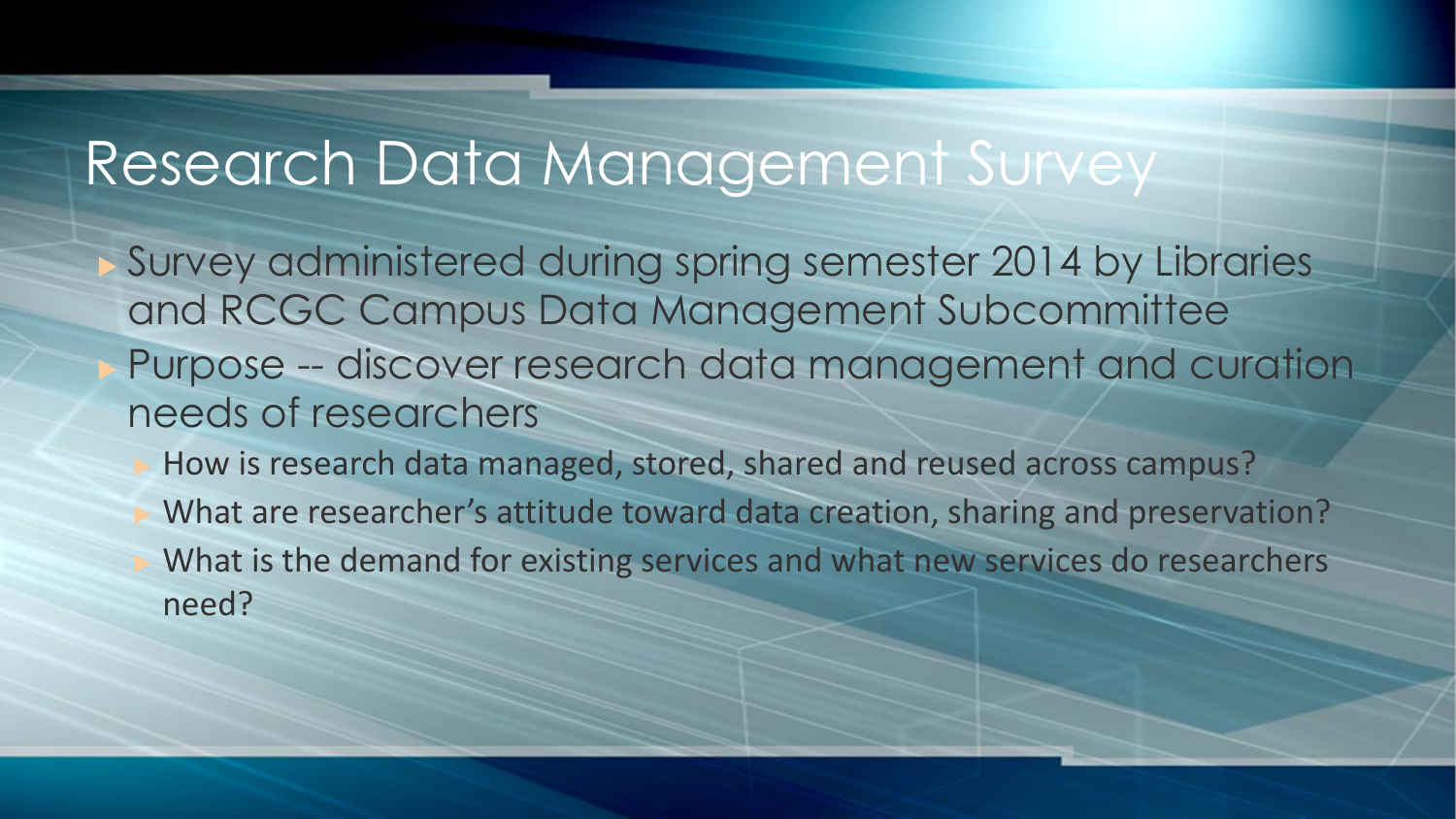# Research Data Management Survey

- Survey administered during spring semester 2014 by Libraries and RCGC Campus Data Management Subcommittee
- Purpose -- discover research data management and curation needs of researchers
  - How is research data managed, stored, shared and reused across campus?
  - What are researcher's attitude toward data creation, sharing and preservation?
  - What is the demand for existing services and what new services do researchers need?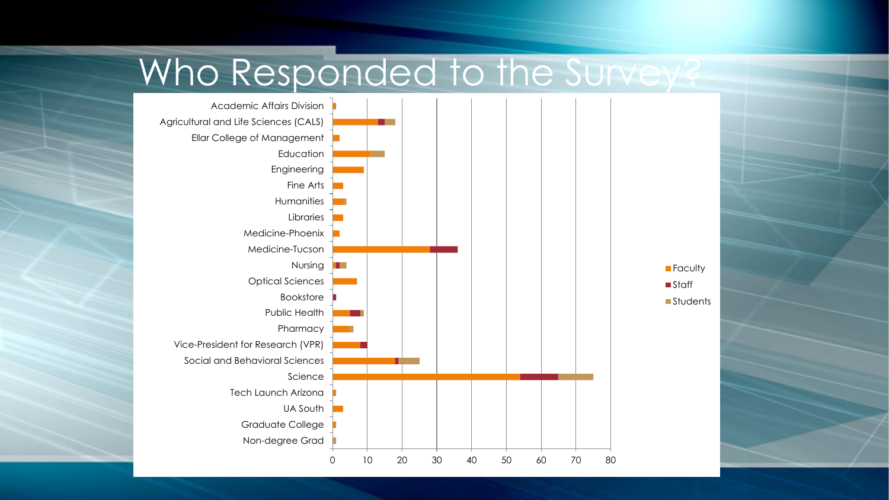# Who Responded to the Survey?

Academic Affairs Division
Agricultural and Life Sciences (CALS)
Ellar College of Management
Education
Engineering
Fine Arts
Humanities
Libraries
Medicine-Phoenix
Medicine-Tucson
Nursing
Optical Sciences
Bookstore
Public Health
Pharmacy
Vice-President for Research (VPR)
Social and Behavioral Sciences
Science
Tech Launch Arizona
UA South
Graduate College
Non-degree Grad

0 10 20 30 40 50 60 70 80

Faculty
Staff
Students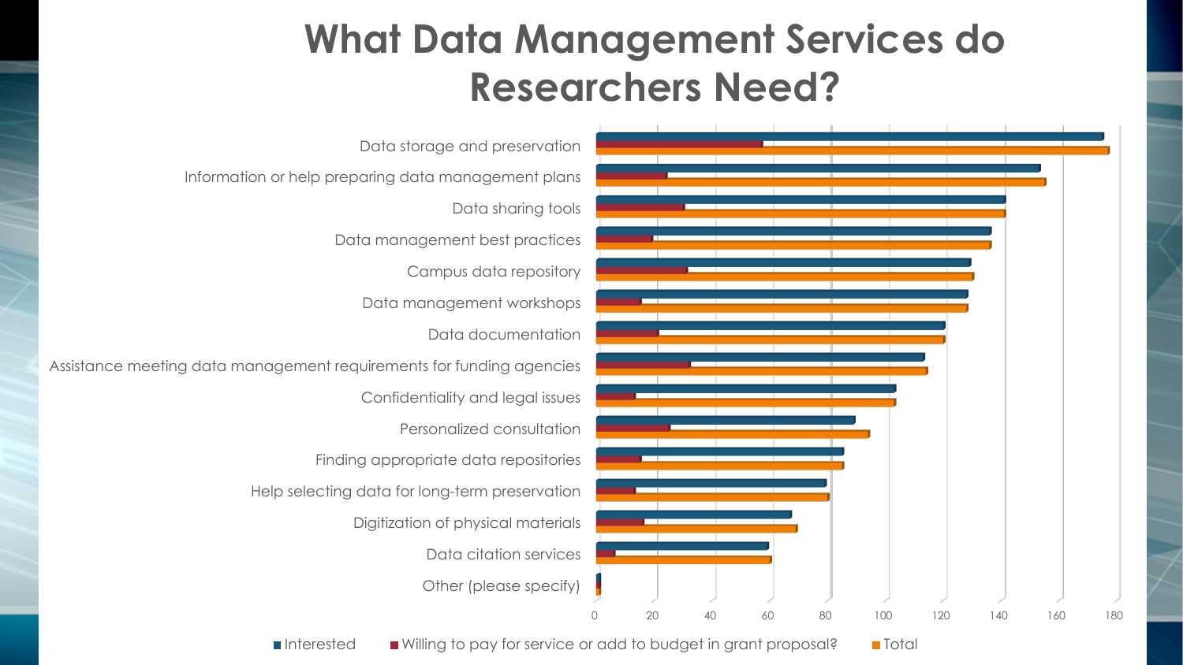# What Data Management Services do Researchers Need?

| Service | Interested | Willing to pay for service or add to budget in grant proposal? | Total |
|---|---|---|---|
| Data storage and preservation | 175 | 57 | 177 |
| Information or help preparing data management plans | 153 | 24 | 155 |
| Data sharing tools | 141 | 30 | 141 |
| Data management best practices | 136 | 19 | 136 |
| Campus data repository | 129 | 31 | 130 |
| Data management workshops | 128 | 15 | 128 |
| Data documentation | 120 | 21 | 120 |
| Assistance meeting data management requirements for funding agencies | 113 | 32 | 114 |
| Confidentiality and legal issues | 103 | 13 | 103 |
| Personalized consultation | 89 | 25 | 94 |
| Finding appropriate data repositories | 85 | 15 | 85 |
| Help selecting data for long-term preservation | 79 | 13 | 80 |
| Digitization of physical materials | 67 | 16 | 69 |
| Data citation services | 59 | 6 | 60 |
| Other (please specify) | 1 | 1 | 1 |

■ Interested ■ Willing to pay for service or add to budget in grant proposal? ■ Total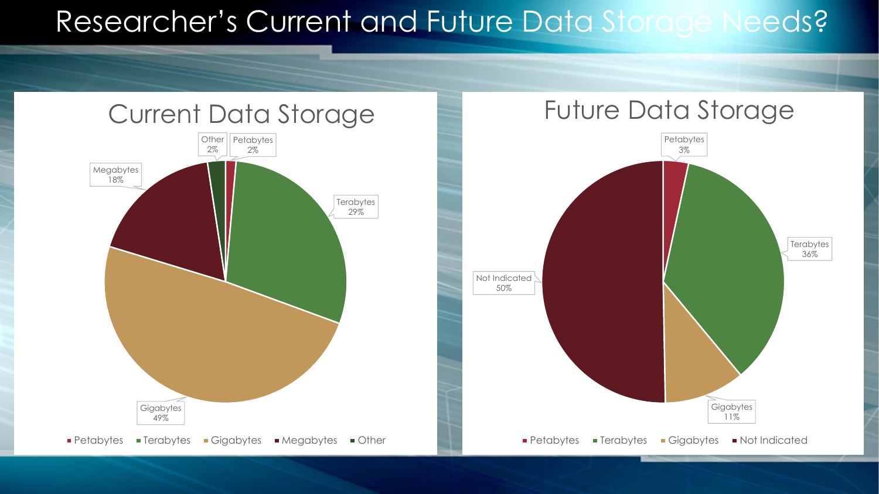# Researcher's Current and Future Data Storage Needs?

## Current Data Storage

| Category | Percentage |
| --- | --- |
| Petabytes | 2% |
| Terabytes | 29% |
| Gigabytes | 49% |
| Megabytes | 18% |
| Other | 2% |

## Future Data Storage

| Category | Percentage |
| --- | --- |
| Petabytes | 3% |
| Terabytes | 36% |
| Gigabytes | 11% |
| Not Indicated | 50% |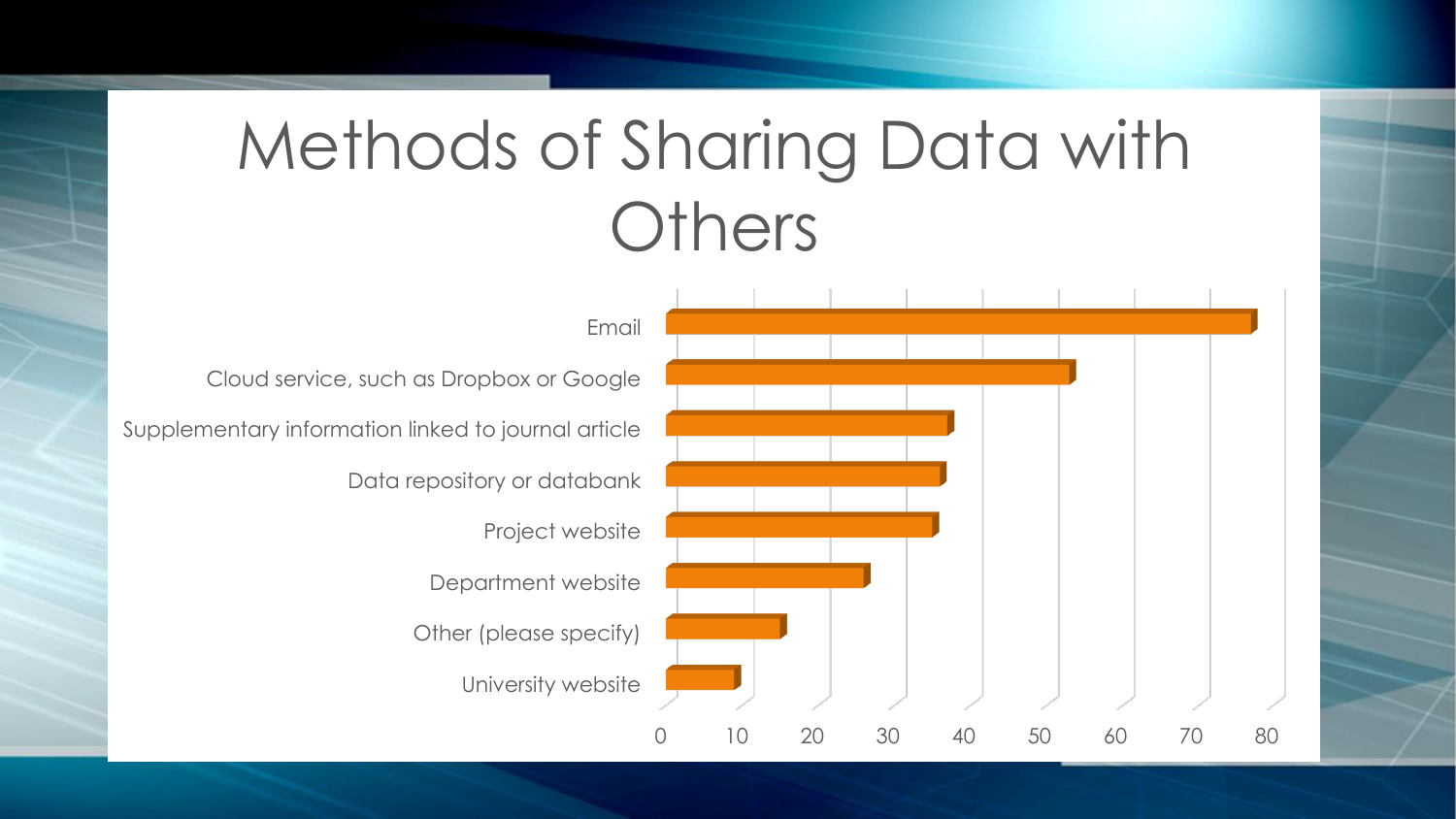# Methods of Sharing Data with Others

| Method | Approximate count |
| --- | --- |
| Email | 77 |
| Cloud service, such as Dropbox or Google | 53 |
| Supplementary information linked to journal article | 37 |
| Data repository or databank | 36 |
| Project website | 35 |
| Department website | 26 |
| Other (please specify) | 15 |
| University website | 9 |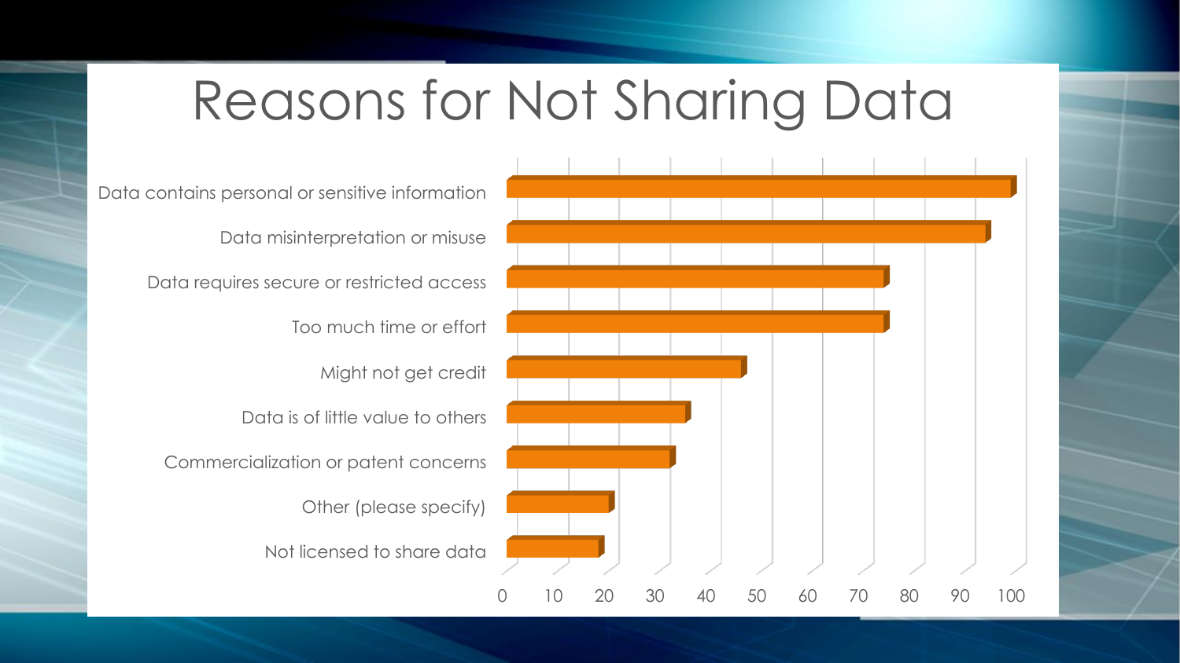# Reasons for Not Sharing Data

| Reason | Value |
|---|---|
| Data contains personal or sensitive information | ~99 |
| Data misinterpretation or misuse | ~94 |
| Data requires secure or restricted access | ~74 |
| Too much time or effort | ~74 |
| Might not get credit | ~46 |
| Data is of little value to others | ~35 |
| Commercialization or patent concerns | ~32 |
| Other (please specify) | ~20 |
| Not licensed to share data | ~18 |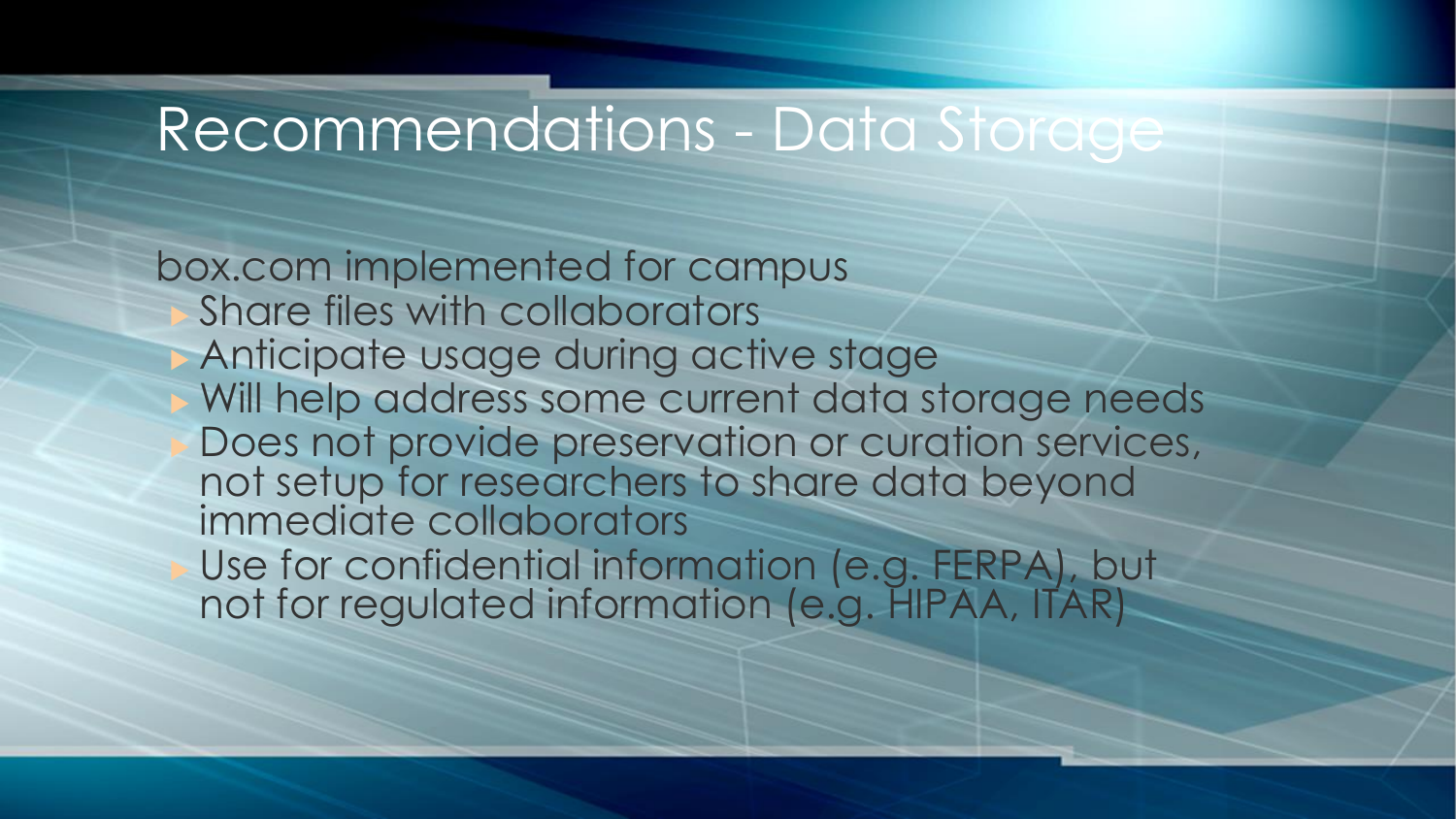# Recommendations - Data Storage

box.com implemented for campus

- Share files with collaborators
- Anticipate usage during active stage
- Will help address some current data storage needs
- Does not provide preservation or curation services, not setup for researchers to share data beyond immediate collaborators
- Use for confidential information (e.g. FERPA), but not for regulated information (e.g. HIPAA, ITAR)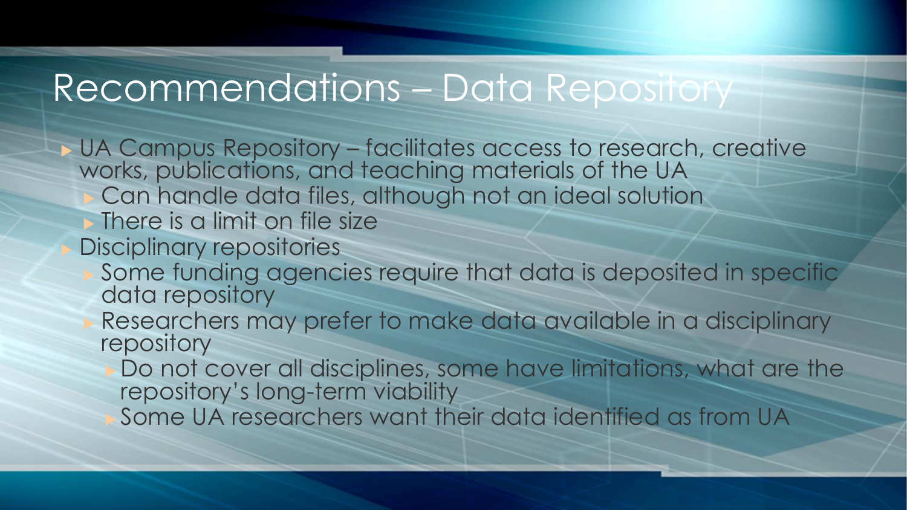# Recommendations – Data Repository

- UA Campus Repository – facilitates access to research, creative works, publications, and teaching materials of the UA
  - Can handle data files, although not an ideal solution
  - There is a limit on file size
- Disciplinary repositories
  - Some funding agencies require that data is deposited in specific data repository
  - Researchers may prefer to make data available in a disciplinary repository
    - Do not cover all disciplines, some have limitations, what are the repository's long-term viability
    - Some UA researchers want their data identified as from UA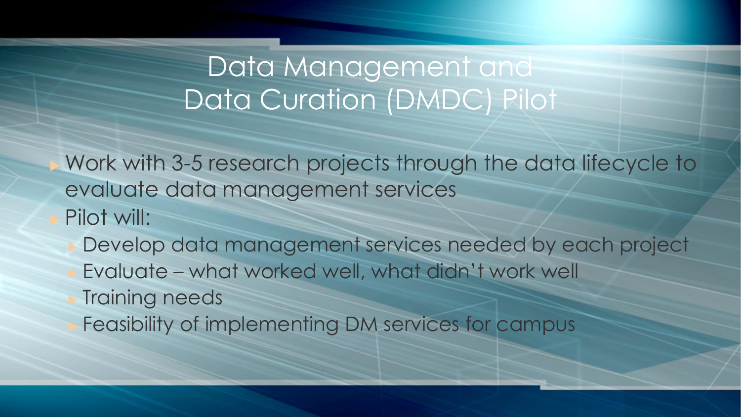# Data Management and Data Curation (DMDC) Pilot

- Work with 3-5 research projects through the data lifecycle to evaluate data management services
- Pilot will:
  - Develop data management services needed by each project
  - Evaluate – what worked well, what didn't work well
  - Training needs
  - Feasibility of implementing DM services for campus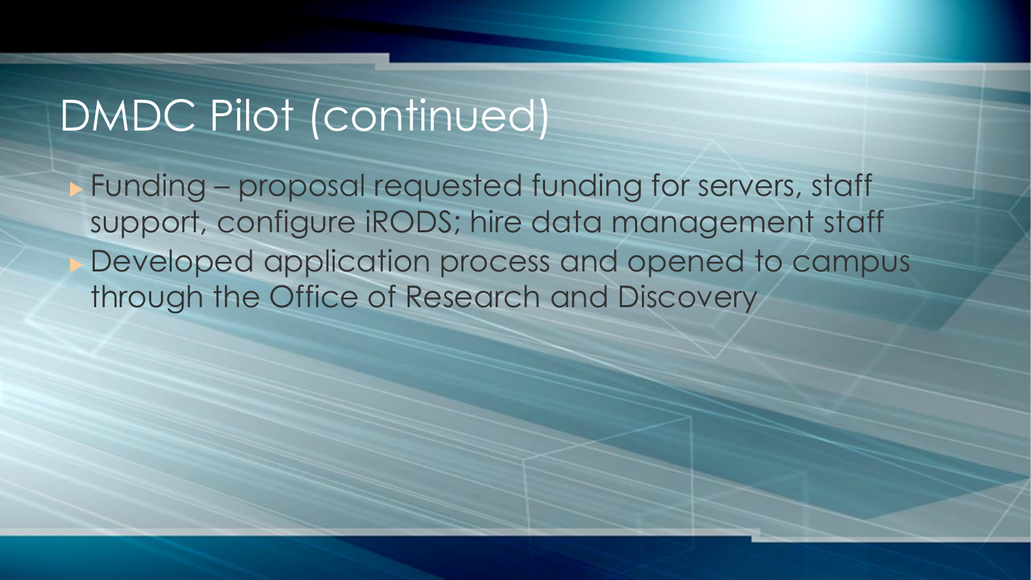# DMDC Pilot (continued)

- Funding – proposal requested funding for servers, staff support, configure iRODS; hire data management staff
- Developed application process and opened to campus through the Office of Research and Discovery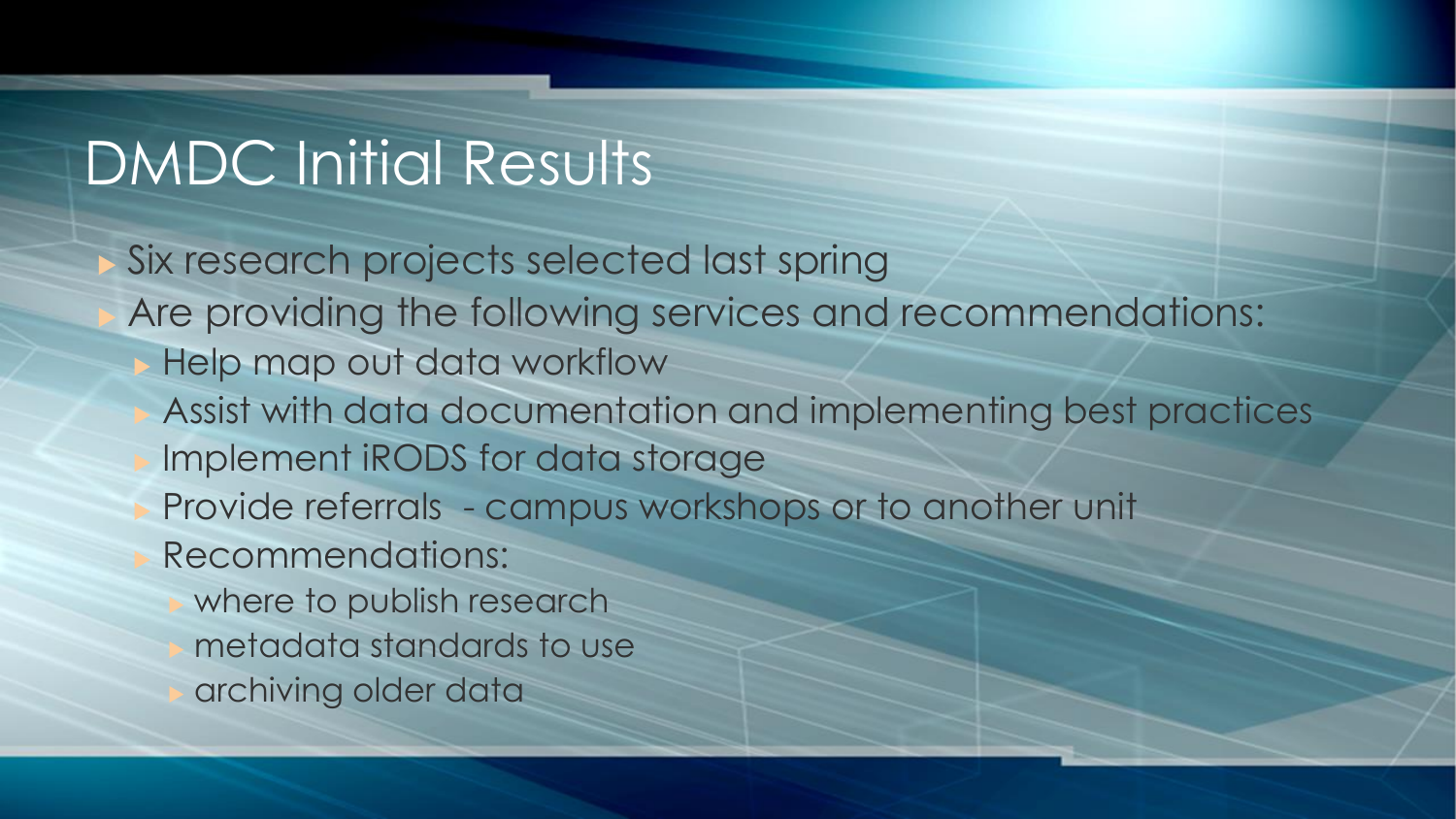# DMDC Initial Results

- Six research projects selected last spring
- Are providing the following services and recommendations:
  - Help map out data workflow
  - Assist with data documentation and implementing best practices
  - Implement iRODS for data storage
  - Provide referrals - campus workshops or to another unit
  - Recommendations:
    - where to publish research
    - metadata standards to use
    - archiving older data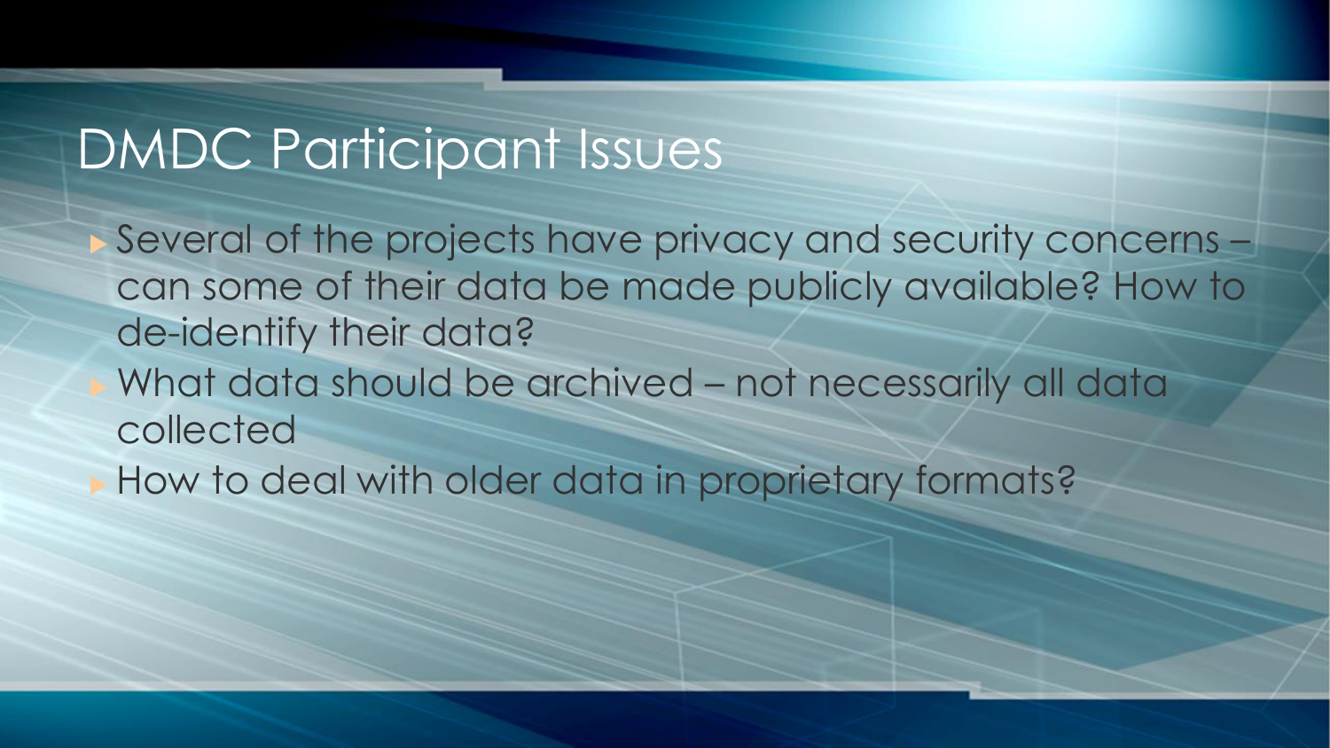# DMDC Participant Issues

- Several of the projects have privacy and security concerns – can some of their data be made publicly available? How to de-identify their data?
- What data should be archived – not necessarily all data collected
- How to deal with older data in proprietary formats?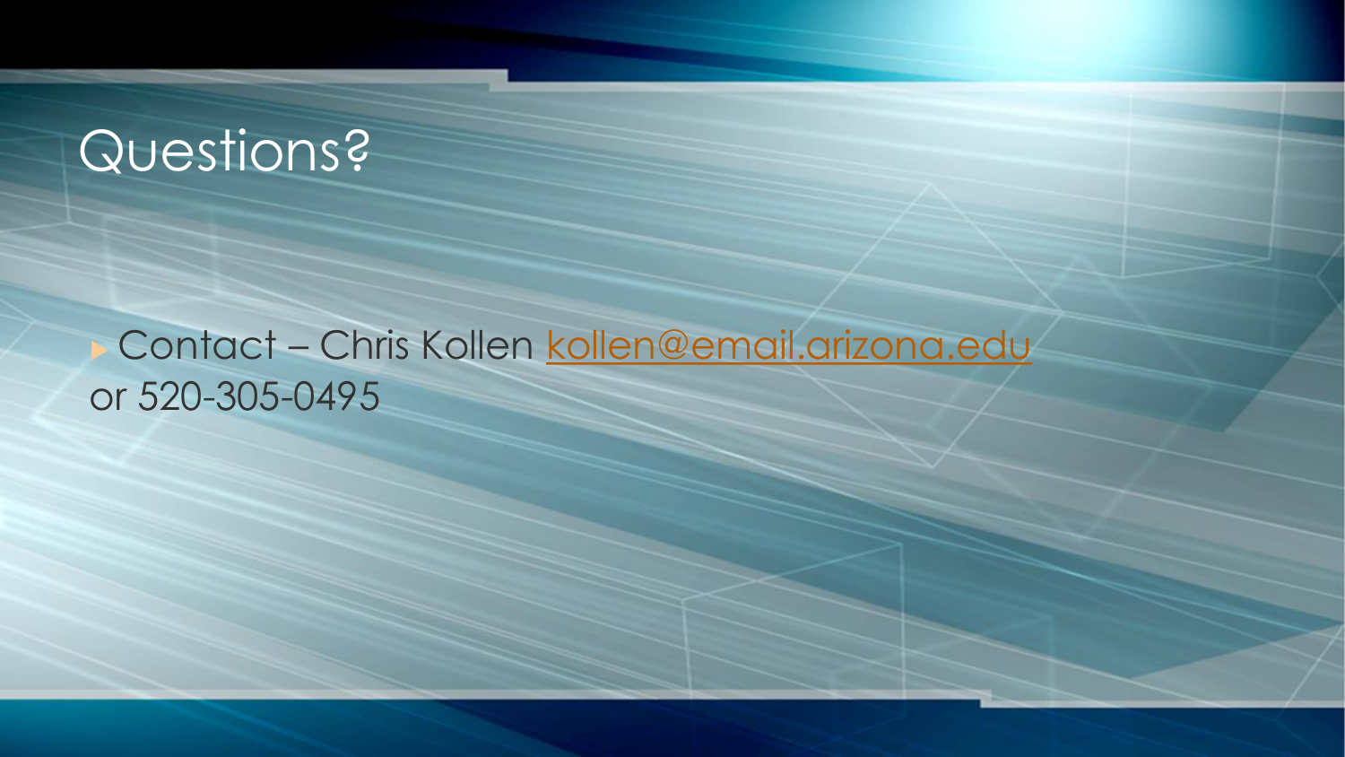# Questions?

- Contact – Chris Kollen kollen@email.arizona.edu or 520-305-0495